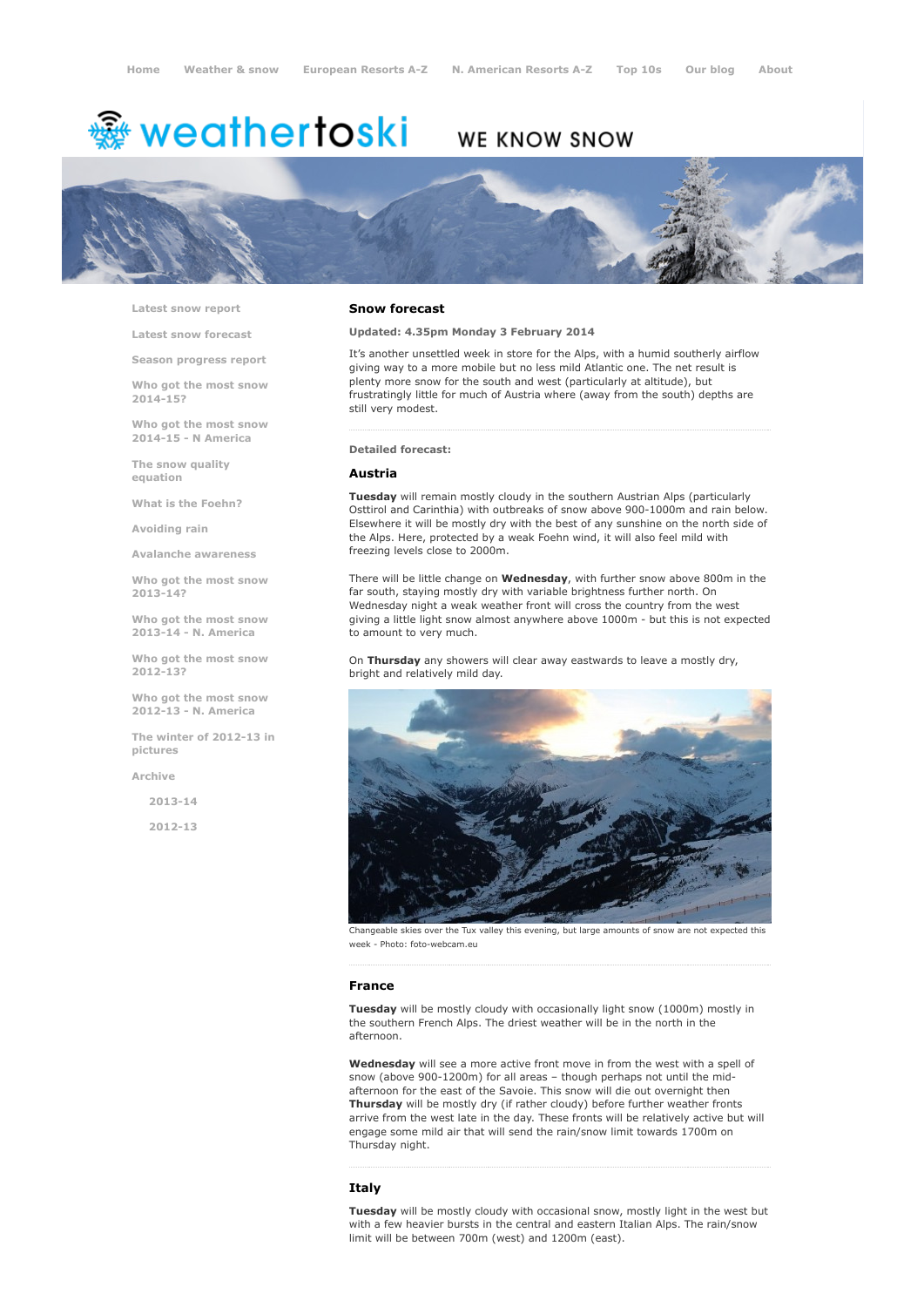Home Weather & snow European Resorts A-Z N. American Resorts A-Z Top 10s Our blog About

weathertoski WE KNOW SNOW

- Latest snow report
- Latest snow forecast
- Season progress report
- Who got the most snow 2014-15?
- Who got the most snow 2014-15 - N America
- The snow quality equation
- What is the Foehn?
- Avoiding rain
- Avalanche awareness
- Who got the most snow 2013-14?
- Who got the most snow 2013-14 - N. America
- Who got the most snow 2012-13?
- Who got the most snow 2012-13 - N. America
- The winter of 2012-13 in pictures
- Archive
  - 2013-14
  - 2012-13

## Snow forecast

**Updated: 4.35pm Monday 3 February 2014**

It's another unsettled week in store for the Alps, with a humid southerly airflow giving way to a more mobile but no less mild Atlantic one. The net result is plenty more snow for the south and west (particularly at altitude), but frustratingly little for much of Austria where (away from the south) depths are still very modest.

**Detailed forecast:**

### Austria

**Tuesday** will remain mostly cloudy in the southern Austrian Alps (particularly Osttirol and Carinthia) with outbreaks of snow above 900-1000m and rain below. Elsewhere it will be mostly dry with the best of any sunshine on the north side of the Alps. Here, protected by a weak Foehn wind, it will also feel mild with freezing levels close to 2000m.

There will be little change on **Wednesday**, with further snow above 800m in the far south, staying mostly dry with variable brightness further north. On Wednesday night a weak weather front will cross the country from the west giving a little light snow almost anywhere above 1000m - but this is not expected to amount to very much.

On **Thursday** any showers will clear away eastwards to leave a mostly dry, bright and relatively mild day.

Changeable skies over the Tux valley this evening, but large amounts of snow are not expected this week - Photo: foto-webcam.eu

### France

**Tuesday** will be mostly cloudy with occasionally light snow (1000m) mostly in the southern French Alps. The driest weather will be in the north in the afternoon.

**Wednesday** will see a more active front move in from the west with a spell of snow (above 900-1200m) for all areas – though perhaps not until the mid-afternoon for the east of the Savoie. This snow will die out overnight then **Thursday** will be mostly dry (if rather cloudy) before further weather fronts arrive from the west late in the day. These fronts will be relatively active but will engage some mild air that will send the rain/snow limit towards 1700m on Thursday night.

### Italy

**Tuesday** will be mostly cloudy with occasional snow, mostly light in the west but with a few heavier bursts in the central and eastern Italian Alps. The rain/snow limit will be between 700m (west) and 1200m (east).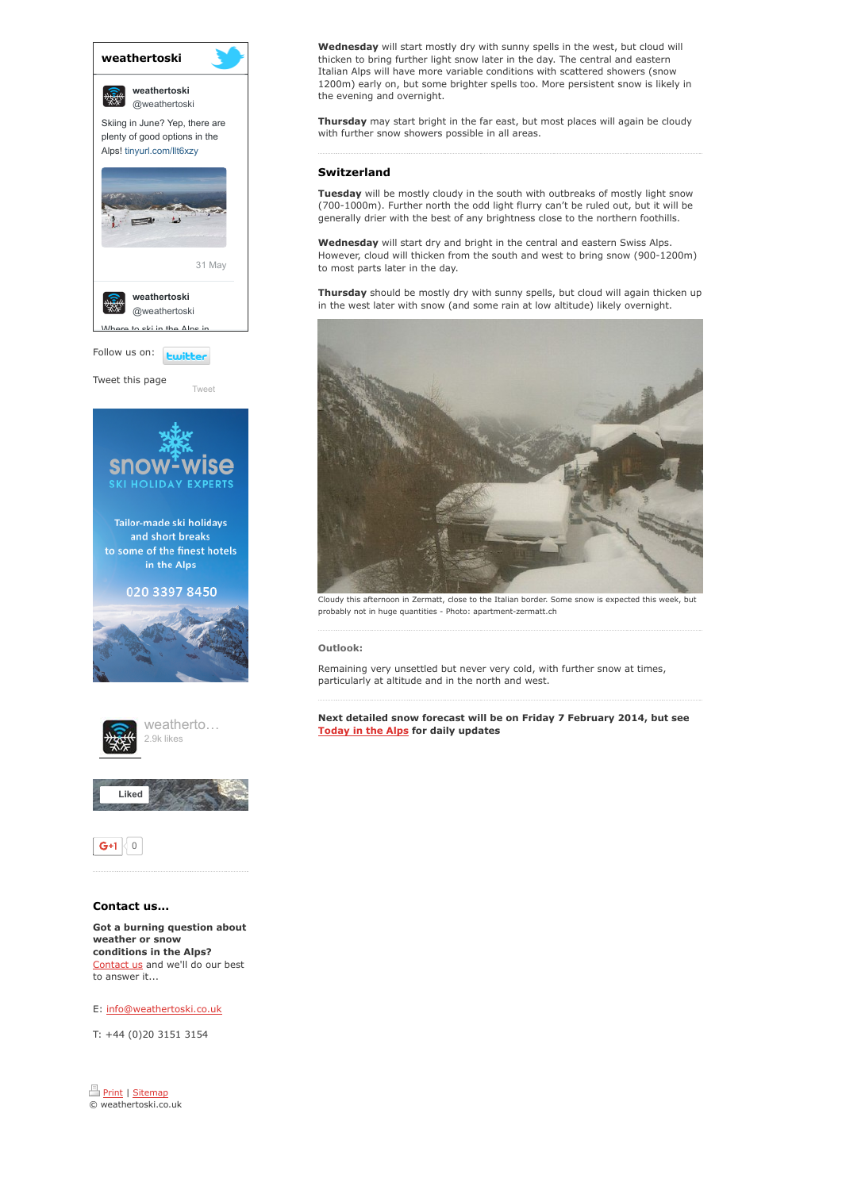**Wednesday** will start mostly dry with sunny spells in the west, but cloud will thicken to bring further light snow later in the day. The central and eastern Italian Alps will have more variable conditions with scattered showers (snow 1200m) early on, but some brighter spells too. More persistent snow is likely in the evening and overnight.

**Thursday** may start bright in the far east, but most places will again be cloudy with further snow showers possible in all areas.

### Switzerland

**Tuesday** will be mostly cloudy in the south with outbreaks of mostly light snow (700-1000m). Further north the odd light flurry can't be ruled out, but it will be generally drier with the best of any brightness close to the northern foothills.

**Wednesday** will start dry and bright in the central and eastern Swiss Alps. However, cloud will thicken from the south and west to bring snow (900-1200m) to most parts later in the day.

**Thursday** should be mostly dry with sunny spells, but cloud will again thicken up in the west later with snow (and some rain at low altitude) likely overnight.

Cloudy this afternoon in Zermatt, close to the Italian border. Some snow is expected this week, but probably not in huge quantities - Photo: apartment-zermatt.ch

**Outlook:**

Remaining very unsettled but never very cold, with further snow at times, particularly at altitude and in the north and west.

**Next detailed snow forecast will be on Friday 7 February 2014, but see Today in the Alps for daily updates**

---

**weathertoski**

weathertoski @weathertoski

Skiing in June? Yep, there are plenty of good options in the Alps! tinyurl.com/llt6xzy

31 May

weathertoski @weathertoski

Where to ski in the Alps in

Follow us on: twitter

Tweet this page Tweet

snow-wise SKI HOLIDAY EXPERTS

Tailor-made ski holidays and short breaks to some of the finest hotels in the Alps

020 3397 8450

weatherto... 2.9k likes

Liked

G+1 0

### Contact us...

**Got a burning question about weather or snow conditions in the Alps?** Contact us and we'll do our best to answer it...

E: info@weathertoski.co.uk

T: +44 (0)20 3151 3154

Print | Sitemap
© weathertoski.co.uk